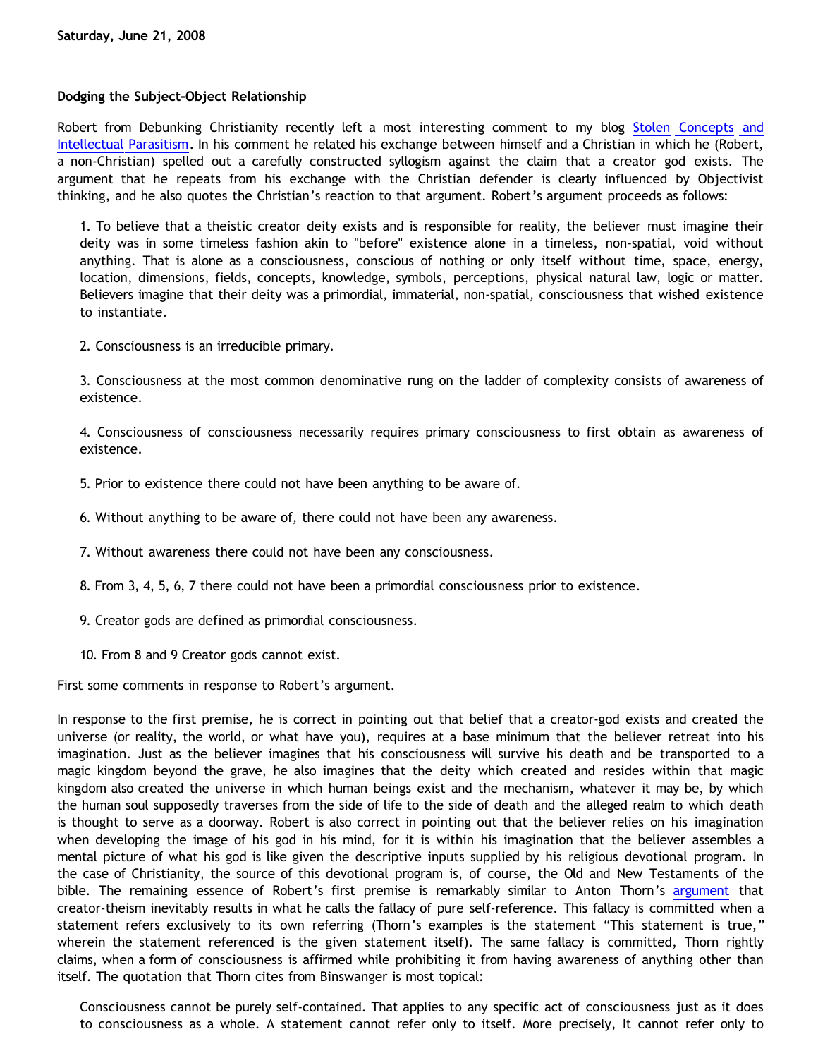**Saturday, June 21, 2008**

**Dodging the Subject-Object Relationship**

Robert from Debunking Christianity recently left a most interesting comment to my blog Stolen Concepts and Intellectual Parasitism. In his comment he related his exchange between himself and a Christian in which he (Robert, a non-Christian) spelled out a carefully constructed syllogism against the claim that a creator god exists. The argument that he repeats from his exchange with the Christian defender is clearly influenced by Objectivist thinking, and he also quotes the Christian's reaction to that argument. Robert's argument proceeds as follows:

> 1. To believe that a theistic creator deity exists and is responsible for reality, the believer must imagine their deity was in some timeless fashion akin to "before" existence alone in a timeless, non-spatial, void without anything. That is alone as a consciousness, conscious of nothing or only itself without time, space, energy, location, dimensions, fields, concepts, knowledge, symbols, perceptions, physical natural law, logic or matter. Believers imagine that their deity was a primordial, immaterial, non-spatial, consciousness that wished existence to instantiate.
>
> 2. Consciousness is an irreducible primary.
>
> 3. Consciousness at the most common denominative rung on the ladder of complexity consists of awareness of existence.
>
> 4. Consciousness of consciousness necessarily requires primary consciousness to first obtain as awareness of existence.
>
> 5. Prior to existence there could not have been anything to be aware of.
>
> 6. Without anything to be aware of, there could not have been any awareness.
>
> 7. Without awareness there could not have been any consciousness.
>
> 8. From 3, 4, 5, 6, 7 there could not have been a primordial consciousness prior to existence.
>
> 9. Creator gods are defined as primordial consciousness.
>
> 10. From 8 and 9 Creator gods cannot exist.

First some comments in response to Robert's argument.

In response to the first premise, he is correct in pointing out that belief that a creator-god exists and created the universe (or reality, the world, or what have you), requires at a base minimum that the believer retreat into his imagination. Just as the believer imagines that his consciousness will survive his death and be transported to a magic kingdom beyond the grave, he also imagines that the deity which created and resides within that magic kingdom also created the universe in which human beings exist and the mechanism, whatever it may be, by which the human soul supposedly traverses from the side of life to the side of death and the alleged realm to which death is thought to serve as a doorway. Robert is also correct in pointing out that the believer relies on his imagination when developing the image of his god in his mind, for it is within his imagination that the believer assembles a mental picture of what his god is like given the descriptive inputs supplied by his religious devotional program. In the case of Christianity, the source of this devotional program is, of course, the Old and New Testaments of the bible. The remaining essence of Robert's first premise is remarkably similar to Anton Thorn's argument that creator-theism inevitably results in what he calls the fallacy of pure self-reference. This fallacy is committed when a statement refers exclusively to its own referring (Thorn's examples is the statement "This statement is true," wherein the statement referenced is the given statement itself). The same fallacy is committed, Thorn rightly claims, when a form of consciousness is affirmed while prohibiting it from having awareness of anything other than itself. The quotation that Thorn cites from Binswanger is most topical:

> Consciousness cannot be purely self-contained. That applies to any specific act of consciousness just as it does to consciousness as a whole. A statement cannot refer only to itself. More precisely, It cannot refer only to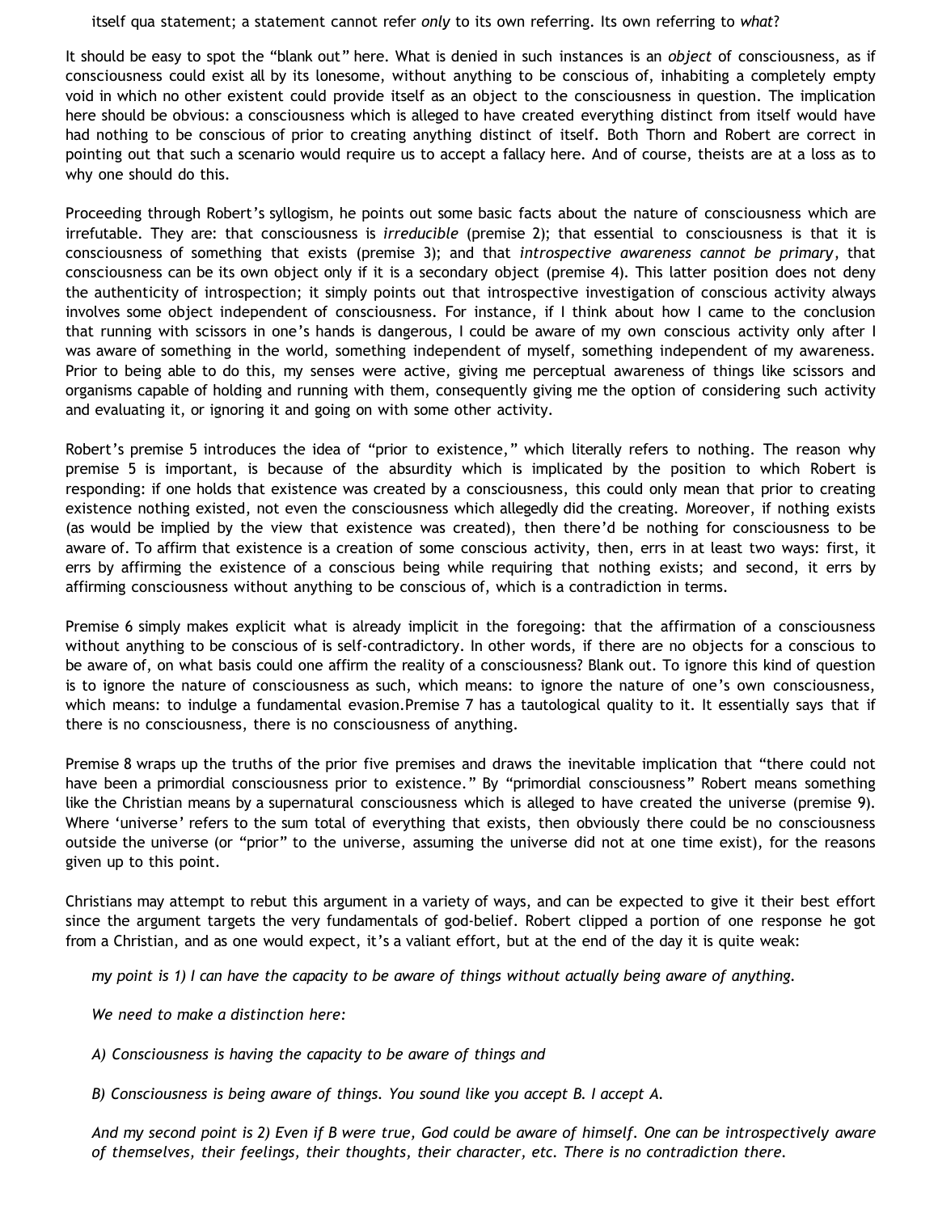> itself qua statement; a statement cannot refer *only* to its own referring. Its own referring to *what*?

It should be easy to spot the "blank out" here. What is denied in such instances is an *object* of consciousness, as if consciousness could exist all by its lonesome, without anything to be conscious of, inhabiting a completely empty void in which no other existent could provide itself as an object to the consciousness in question. The implication here should be obvious: a consciousness which is alleged to have created everything distinct from itself would have had nothing to be conscious of prior to creating anything distinct of itself. Both Thorn and Robert are correct in pointing out that such a scenario would require us to accept a fallacy here. And of course, theists are at a loss as to why one should do this.

Proceeding through Robert's syllogism, he points out some basic facts about the nature of consciousness which are irrefutable. They are: that consciousness is *irreducible* (premise 2); that essential to consciousness is that it is consciousness of something that exists (premise 3); and that *introspective awareness cannot be primary*, that consciousness can be its own object only if it is a secondary object (premise 4). This latter position does not deny the authenticity of introspection; it simply points out that introspective investigation of conscious activity always involves some object independent of consciousness. For instance, if I think about how I came to the conclusion that running with scissors in one's hands is dangerous, I could be aware of my own conscious activity only after I was aware of something in the world, something independent of myself, something independent of my awareness. Prior to being able to do this, my senses were active, giving me perceptual awareness of things like scissors and organisms capable of holding and running with them, consequently giving me the option of considering such activity and evaluating it, or ignoring it and going on with some other activity.

Robert's premise 5 introduces the idea of "prior to existence," which literally refers to nothing. The reason why premise 5 is important, is because of the absurdity which is implicated by the position to which Robert is responding: if one holds that existence was created by a consciousness, this could only mean that prior to creating existence nothing existed, not even the consciousness which allegedly did the creating. Moreover, if nothing exists (as would be implied by the view that existence was created), then there'd be nothing for consciousness to be aware of. To affirm that existence is a creation of some conscious activity, then, errs in at least two ways: first, it errs by affirming the existence of a conscious being while requiring that nothing exists; and second, it errs by affirming consciousness without anything to be conscious of, which is a contradiction in terms.

Premise 6 simply makes explicit what is already implicit in the foregoing: that the affirmation of a consciousness without anything to be conscious of is self-contradictory. In other words, if there are no objects for a conscious to be aware of, on what basis could one affirm the reality of a consciousness? Blank out. To ignore this kind of question is to ignore the nature of consciousness as such, which means: to ignore the nature of one's own consciousness, which means: to indulge a fundamental evasion.Premise 7 has a tautological quality to it. It essentially says that if there is no consciousness, there is no consciousness of anything.

Premise 8 wraps up the truths of the prior five premises and draws the inevitable implication that "there could not have been a primordial consciousness prior to existence." By "primordial consciousness" Robert means something like the Christian means by a supernatural consciousness which is alleged to have created the universe (premise 9). Where 'universe' refers to the sum total of everything that exists, then obviously there could be no consciousness outside the universe (or "prior" to the universe, assuming the universe did not at one time exist), for the reasons given up to this point.

Christians may attempt to rebut this argument in a variety of ways, and can be expected to give it their best effort since the argument targets the very fundamentals of god-belief. Robert clipped a portion of one response he got from a Christian, and as one would expect, it's a valiant effort, but at the end of the day it is quite weak:

> *my point is 1) I can have the capacity to be aware of things without actually being aware of anything.*
>
> *We need to make a distinction here:*
>
> *A) Consciousness is having the capacity to be aware of things and*
>
> *B) Consciousness is being aware of things. You sound like you accept B. I accept A.*
>
> *And my second point is 2) Even if B were true, God could be aware of himself. One can be introspectively aware of themselves, their feelings, their thoughts, their character, etc. There is no contradiction there.*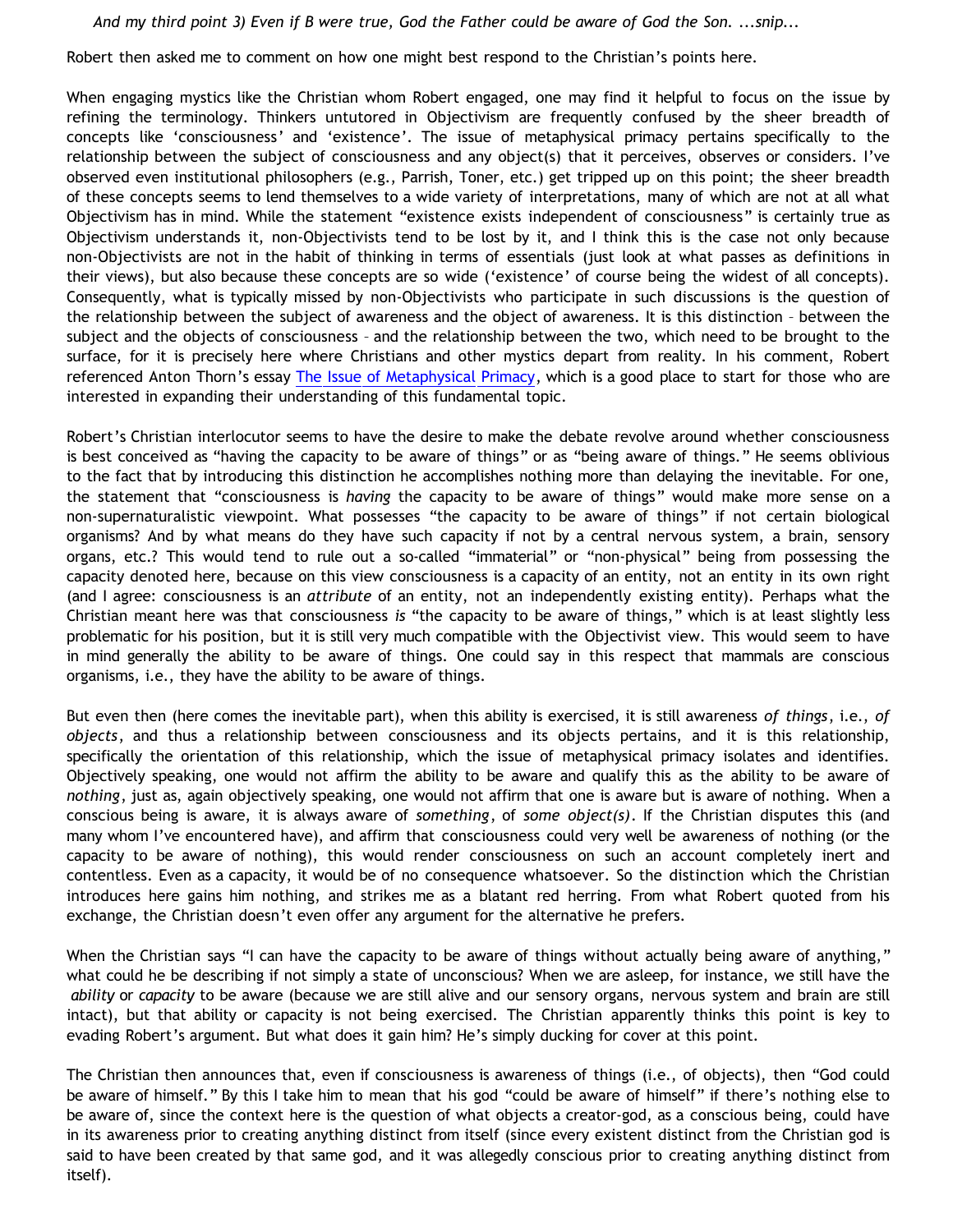*And my third point 3) Even if B were true, God the Father could be aware of God the Son. ...snip...*

Robert then asked me to comment on how one might best respond to the Christian's points here.

When engaging mystics like the Christian whom Robert engaged, one may find it helpful to focus on the issue by refining the terminology. Thinkers untutored in Objectivism are frequently confused by the sheer breadth of concepts like 'consciousness' and 'existence'. The issue of metaphysical primacy pertains specifically to the relationship between the subject of consciousness and any object(s) that it perceives, observes or considers. I've observed even institutional philosophers (e.g., Parrish, Toner, etc.) get tripped up on this point; the sheer breadth of these concepts seems to lend themselves to a wide variety of interpretations, many of which are not at all what Objectivism has in mind. While the statement "existence exists independent of consciousness" is certainly true as Objectivism understands it, non-Objectivists tend to be lost by it, and I think this is the case not only because non-Objectivists are not in the habit of thinking in terms of essentials (just look at what passes as definitions in their views), but also because these concepts are so wide ('existence' of course being the widest of all concepts). Consequently, what is typically missed by non-Objectivists who participate in such discussions is the question of the relationship between the subject of awareness and the object of awareness. It is this distinction – between the subject and the objects of consciousness – and the relationship between the two, which need to be brought to the surface, for it is precisely here where Christians and other mystics depart from reality. In his comment, Robert referenced Anton Thorn's essay The Issue of Metaphysical Primacy, which is a good place to start for those who are interested in expanding their understanding of this fundamental topic.

Robert's Christian interlocutor seems to have the desire to make the debate revolve around whether consciousness is best conceived as "having the capacity to be aware of things" or as "being aware of things." He seems oblivious to the fact that by introducing this distinction he accomplishes nothing more than delaying the inevitable. For one, the statement that "consciousness is *having* the capacity to be aware of things" would make more sense on a non-supernaturalistic viewpoint. What possesses "the capacity to be aware of things" if not certain biological organisms? And by what means do they have such capacity if not by a central nervous system, a brain, sensory organs, etc.? This would tend to rule out a so-called "immaterial" or "non-physical" being from possessing the capacity denoted here, because on this view consciousness is a capacity of an entity, not an entity in its own right (and I agree: consciousness is an *attribute* of an entity, not an independently existing entity). Perhaps what the Christian meant here was that consciousness *is* "the capacity to be aware of things," which is at least slightly less problematic for his position, but it is still very much compatible with the Objectivist view. This would seem to have in mind generally the ability to be aware of things. One could say in this respect that mammals are conscious organisms, i.e., they have the ability to be aware of things.

But even then (here comes the inevitable part), when this ability is exercised, it is still awareness *of things*, i.e., *of objects*, and thus a relationship between consciousness and its objects pertains, and it is this relationship, specifically the orientation of this relationship, which the issue of metaphysical primacy isolates and identifies. Objectively speaking, one would not affirm the ability to be aware and qualify this as the ability to be aware of *nothing*, just as, again objectively speaking, one would not affirm that one is aware but is aware of nothing. When a conscious being is aware, it is always aware of *something*, of *some object(s)*. If the Christian disputes this (and many whom I've encountered have), and affirm that consciousness could very well be awareness of nothing (or the capacity to be aware of nothing), this would render consciousness on such an account completely inert and contentless. Even as a capacity, it would be of no consequence whatsoever. So the distinction which the Christian introduces here gains him nothing, and strikes me as a blatant red herring. From what Robert quoted from his exchange, the Christian doesn't even offer any argument for the alternative he prefers.

When the Christian says "I can have the capacity to be aware of things without actually being aware of anything," what could he be describing if not simply a state of unconscious? When we are asleep, for instance, we still have the *ability* or *capacity* to be aware (because we are still alive and our sensory organs, nervous system and brain are still intact), but that ability or capacity is not being exercised. The Christian apparently thinks this point is key to evading Robert's argument. But what does it gain him? He's simply ducking for cover at this point.

The Christian then announces that, even if consciousness is awareness of things (i.e., of objects), then "God could be aware of himself." By this I take him to mean that his god "could be aware of himself" if there's nothing else to be aware of, since the context here is the question of what objects a creator-god, as a conscious being, could have in its awareness prior to creating anything distinct from itself (since every existent distinct from the Christian god is said to have been created by that same god, and it was allegedly conscious prior to creating anything distinct from itself).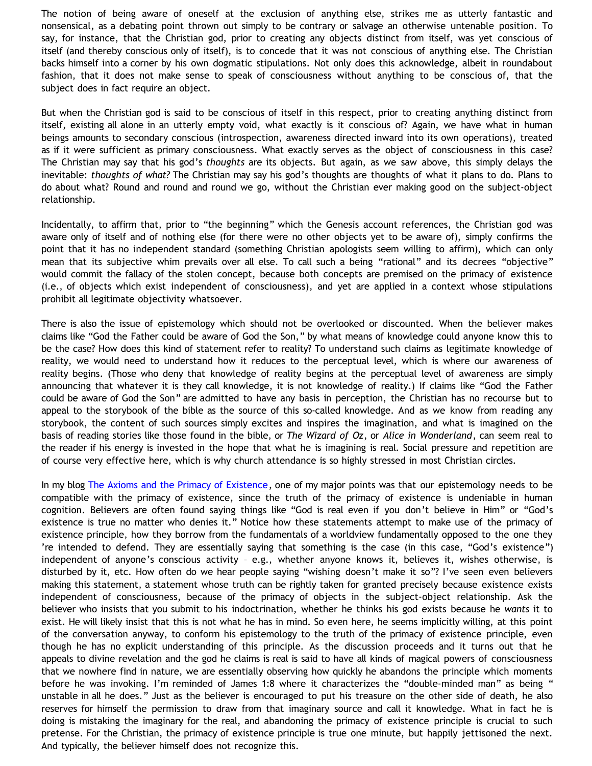The notion of being aware of oneself at the exclusion of anything else, strikes me as utterly fantastic and nonsensical, as a debating point thrown out simply to be contrary or salvage an otherwise untenable position. To say, for instance, that the Christian god, prior to creating any objects distinct from itself, was yet conscious of itself (and thereby conscious only of itself), is to concede that it was not conscious of anything else. The Christian backs himself into a corner by his own dogmatic stipulations. Not only does this acknowledge, albeit in roundabout fashion, that it does not make sense to speak of consciousness without anything to be conscious of, that the subject does in fact require an object.

But when the Christian god is said to be conscious of itself in this respect, prior to creating anything distinct from itself, existing all alone in an utterly empty void, what exactly is it conscious of? Again, we have what in human beings amounts to secondary conscious (introspection, awareness directed inward into its own operations), treated as if it were sufficient as primary consciousness. What exactly serves as the object of consciousness in this case? The Christian may say that his god's *thoughts* are its objects. But again, as we saw above, this simply delays the inevitable: *thoughts of what?* The Christian may say his god's thoughts are thoughts of what it plans to do. Plans to do about what? Round and round and round we go, without the Christian ever making good on the subject-object relationship.

Incidentally, to affirm that, prior to "the beginning" which the Genesis account references, the Christian god was aware only of itself and of nothing else (for there were no other objects yet to be aware of), simply confirms the point that it has no independent standard (something Christian apologists seem willing to affirm), which can only mean that its subjective whim prevails over all else. To call such a being "rational" and its decrees "objective" would commit the fallacy of the stolen concept, because both concepts are premised on the primacy of existence (i.e., of objects which exist independent of consciousness), and yet are applied in a context whose stipulations prohibit all legitimate objectivity whatsoever.

There is also the issue of epistemology which should not be overlooked or discounted. When the believer makes claims like "God the Father could be aware of God the Son," by what means of knowledge could anyone know this to be the case? How does this kind of statement refer to reality? To understand such claims as legitimate knowledge of reality, we would need to understand how it reduces to the perceptual level, which is where our awareness of reality begins. (Those who deny that knowledge of reality begins at the perceptual level of awareness are simply announcing that whatever it is they call knowledge, it is not knowledge of reality.) If claims like "God the Father could be aware of God the Son" are admitted to have any basis in perception, the Christian has no recourse but to appeal to the storybook of the bible as the source of this so-called knowledge. And as we know from reading any storybook, the content of such sources simply excites and inspires the imagination, and what is imagined on the basis of reading stories like those found in the bible, or *The Wizard of Oz*, or *Alice in Wonderland*, can seem real to the reader if his energy is invested in the hope that what he is imagining is real. Social pressure and repetition are of course very effective here, which is why church attendance is so highly stressed in most Christian circles.

In my blog The Axioms and the Primacy of Existence, one of my major points was that our epistemology needs to be compatible with the primacy of existence, since the truth of the primacy of existence is undeniable in human cognition. Believers are often found saying things like "God is real even if you don't believe in Him" or "God's existence is true no matter who denies it." Notice how these statements attempt to make use of the primacy of existence principle, how they borrow from the fundamentals of a worldview fundamentally opposed to the one they 're intended to defend. They are essentially saying that something is the case (in this case, "God's existence") independent of anyone's conscious activity – e.g., whether anyone knows it, believes it, wishes otherwise, is disturbed by it, etc. How often do we hear people saying "wishing doesn't make it so"? I've seen even believers making this statement, a statement whose truth can be rightly taken for granted precisely because existence exists independent of consciousness, because of the primacy of objects in the subject-object relationship. Ask the believer who insists that you submit to his indoctrination, whether he thinks his god exists because he *wants* it to exist. He will likely insist that this is not what he has in mind. So even here, he seems implicitly willing, at this point of the conversation anyway, to conform his epistemology to the truth of the primacy of existence principle, even though he has no explicit understanding of this principle. As the discussion proceeds and it turns out that he appeals to divine revelation and the god he claims is real is said to have all kinds of magical powers of consciousness that we nowhere find in nature, we are essentially observing how quickly he abandons the principle which moments before he was invoking. I'm reminded of James 1:8 where it characterizes the "double-minded man" as being " unstable in all he does." Just as the believer is encouraged to put his treasure on the other side of death, he also reserves for himself the permission to draw from that imaginary source and call it knowledge. What in fact he is doing is mistaking the imaginary for the real, and abandoning the primacy of existence principle is crucial to such pretense. For the Christian, the primacy of existence principle is true one minute, but happily jettisoned the next. And typically, the believer himself does not recognize this.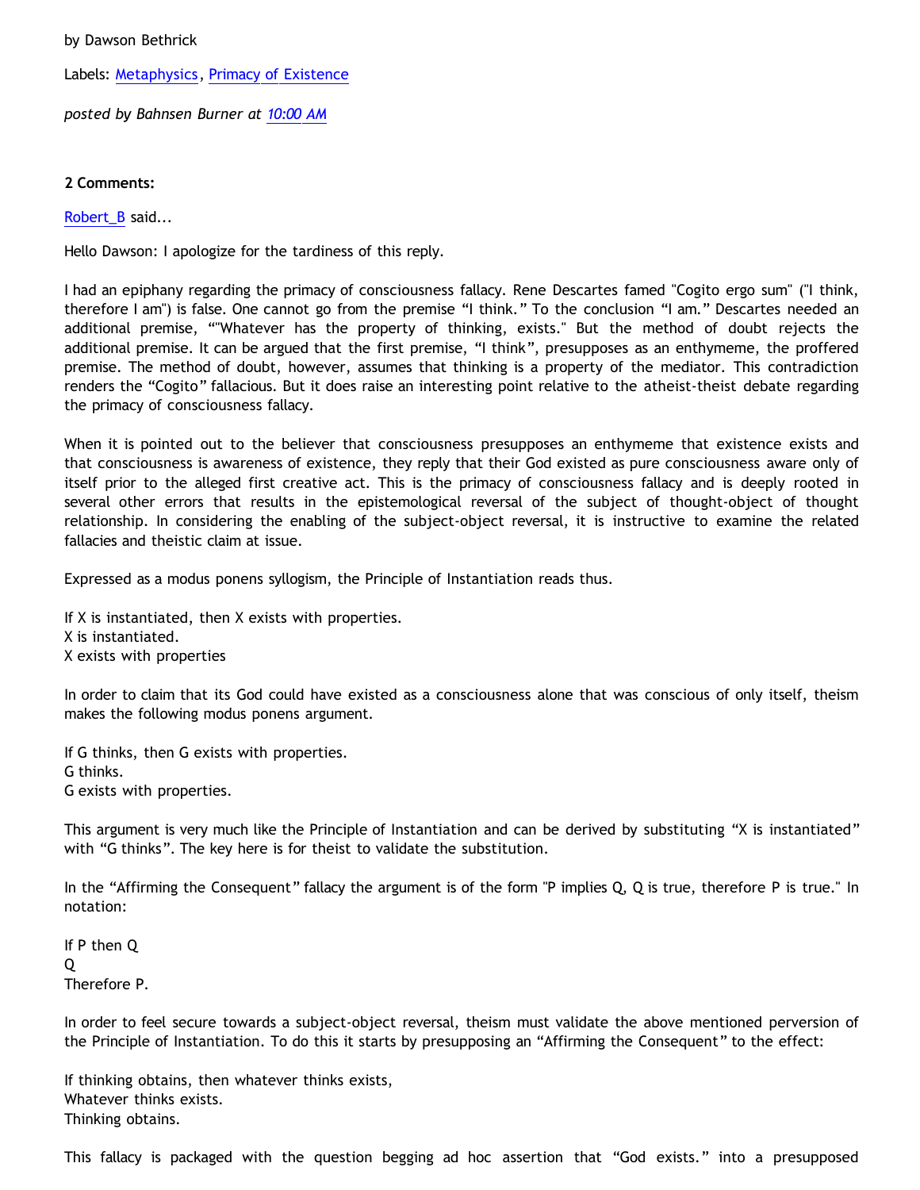by Dawson Bethrick

Labels: Metaphysics, Primacy of Existence

*posted by Bahnsen Burner at 10:00 AM*

**2 Comments:**

Robert_B said...

Hello Dawson: I apologize for the tardiness of this reply.

I had an epiphany regarding the primacy of consciousness fallacy. Rene Descartes famed "Cogito ergo sum" ("I think, therefore I am") is false. One cannot go from the premise “I think.” To the conclusion “I am.” Descartes needed an additional premise, “"Whatever has the property of thinking, exists." But the method of doubt rejects the additional premise. It can be argued that the first premise, “I think”, presupposes as an enthymeme, the proffered premise. The method of doubt, however, assumes that thinking is a property of the mediator. This contradiction renders the “Cogito” fallacious. But it does raise an interesting point relative to the atheist-theist debate regarding the primacy of consciousness fallacy.

When it is pointed out to the believer that consciousness presupposes an enthymeme that existence exists and that consciousness is awareness of existence, they reply that their God existed as pure consciousness aware only of itself prior to the alleged first creative act. This is the primacy of consciousness fallacy and is deeply rooted in several other errors that results in the epistemological reversal of the subject of thought-object of thought relationship. In considering the enabling of the subject-object reversal, it is instructive to examine the related fallacies and theistic claim at issue.

Expressed as a modus ponens syllogism, the Principle of Instantiation reads thus.

If X is instantiated, then X exists with properties.
X is instantiated.
X exists with properties

In order to claim that its God could have existed as a consciousness alone that was conscious of only itself, theism makes the following modus ponens argument.

If G thinks, then G exists with properties.
G thinks.
G exists with properties.

This argument is very much like the Principle of Instantiation and can be derived by substituting “X is instantiated” with “G thinks”. The key here is for theist to validate the substitution.

In the “Affirming the Consequent” fallacy the argument is of the form "P implies Q, Q is true, therefore P is true." In notation:

If P then Q
Q
Therefore P.

In order to feel secure towards a subject-object reversal, theism must validate the above mentioned perversion of the Principle of Instantiation. To do this it starts by presupposing an “Affirming the Consequent” to the effect:

If thinking obtains, then whatever thinks exists,
Whatever thinks exists.
Thinking obtains.

This fallacy is packaged with the question begging ad hoc assertion that “God exists.” into a presupposed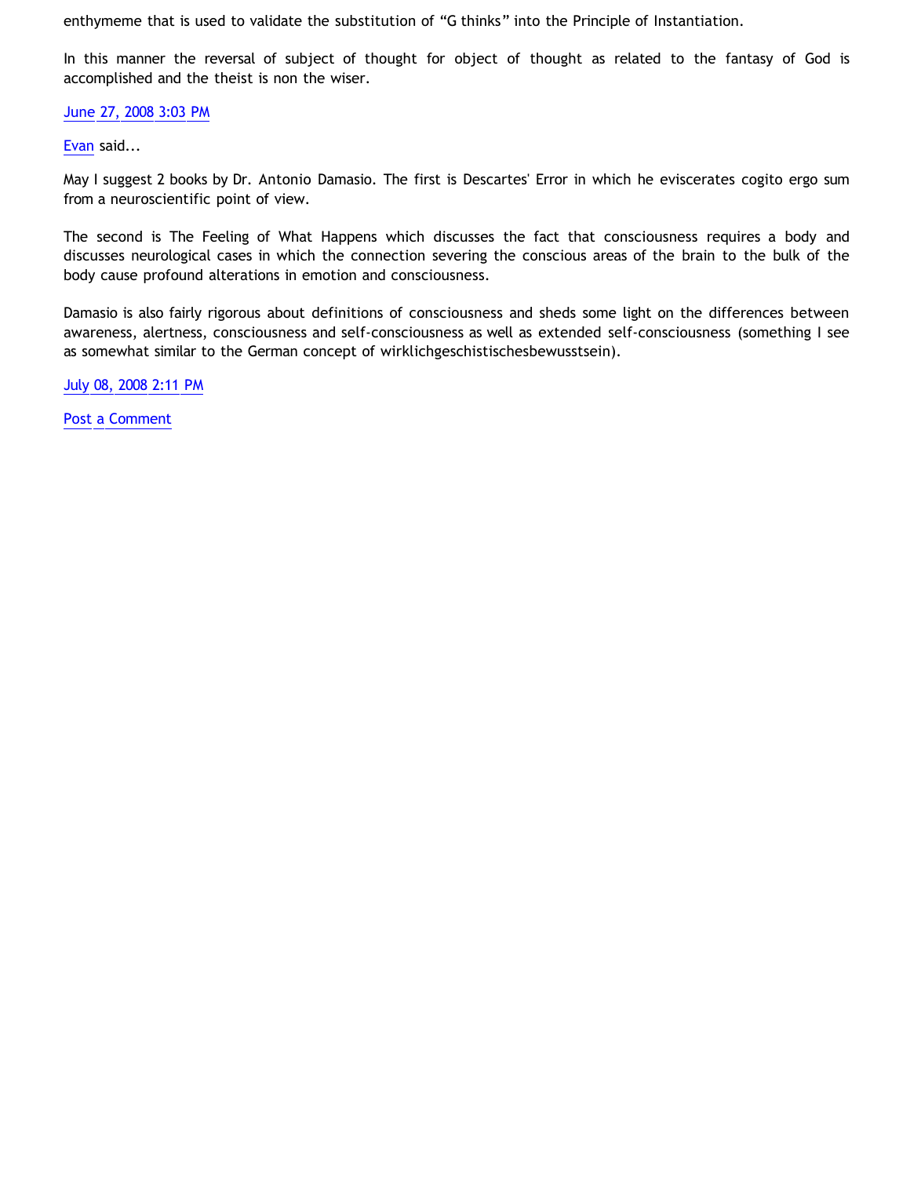enthymeme that is used to validate the substitution of "G thinks" into the Principle of Instantiation.

In this manner the reversal of subject of thought for object of thought as related to the fantasy of God is accomplished and the theist is non the wiser.

June 27, 2008 3:03 PM

Evan said...

May I suggest 2 books by Dr. Antonio Damasio. The first is Descartes' Error in which he eviscerates cogito ergo sum from a neuroscientific point of view.

The second is The Feeling of What Happens which discusses the fact that consciousness requires a body and discusses neurological cases in which the connection severing the conscious areas of the brain to the bulk of the body cause profound alterations in emotion and consciousness.

Damasio is also fairly rigorous about definitions of consciousness and sheds some light on the differences between awareness, alertness, consciousness and self-consciousness as well as extended self-consciousness (something I see as somewhat similar to the German concept of wirklichgeschistischesbewusstsein).

July 08, 2008 2:11 PM

Post a Comment